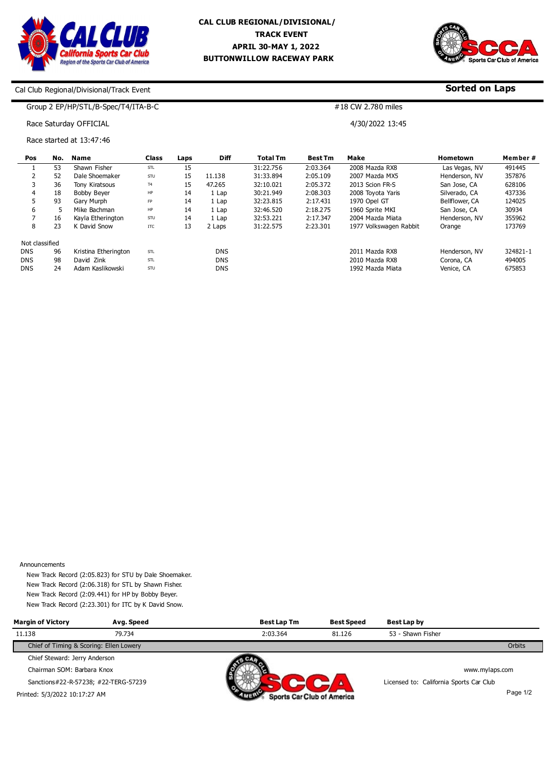# CAL CLUB REGIONAL/DIVISIONAL/ TRACK EVENT

**APRIL 30-MAY 1, 2022**

**BUTTONWILLOW RACEWAY PARK**

Cal Club Regional/Divisional/Track Event

**Sorted on Laps**

Group 2 EP/HP/STL/B-Spec/T4/ITA-B-C — #18 CW 2.780 miles

Race Saturday OFFICIAL — 4/30/2022 13:45

Race started at 13:47:46

| Pos | No. | Name | Class | Laps | Diff | Total Tm | Best Tm | Make | Hometown | Member # |
|---|---|---|---|---|---|---|---|---|---|---|
| 1 | 53 | Shawn Fisher | STL | 15 | | 31:22.756 | 2:03.364 | 2008 Mazda RX8 | Las Vegas, NV | 491445 |
| 2 | 52 | Dale Shoemaker | STU | 15 | 11.138 | 31:33.894 | 2:05.109 | 2007 Mazda MX5 | Henderson, NV | 357876 |
| 3 | 36 | Tony Kiratsous | T4 | 15 | 47.265 | 32:10.021 | 2:05.372 | 2013 Scion FR-S | San Jose, CA | 628106 |
| 4 | 18 | Bobby Beyer | HP | 14 | 1 Lap | 30:21.949 | 2:08.303 | 2008 Toyota Yaris | Silverado, CA | 437336 |
| 5 | 93 | Gary Murph | FP | 14 | 1 Lap | 32:23.815 | 2:17.431 | 1970 Opel GT | Bellflower, CA | 124025 |
| 6 | 5 | Mike Bachman | HP | 14 | 1 Lap | 32:46.520 | 2:18.275 | 1960 Sprite MKI | San Jose, CA | 30934 |
| 7 | 16 | Kayla Etherington | STU | 14 | 1 Lap | 32:53.221 | 2:17.347 | 2004 Mazda Miata | Henderson, NV | 355962 |
| 8 | 23 | K David Snow | ITC | 13 | 2 Laps | 31:22.575 | 2:23.301 | 1977 Volkswagen Rabbit | Orange | 173769 |
| Not classified | | | | | | | | | | |
| DNS | 96 | Kristina Etherington | STL | | DNS | | | 2011 Mazda RX8 | Henderson, NV | 324821-1 |
| DNS | 98 | David Zink | STL | | DNS | | | 2010 Mazda RX8 | Corona, CA | 494005 |
| DNS | 24 | Adam Kaslikowski | STU | | DNS | | | 1992 Mazda Miata | Venice, CA | 675853 |

Announcements

- New Track Record (2:05.823) for STU by Dale Shoemaker.
- New Track Record (2:06.318) for STL by Shawn Fisher.
- New Track Record (2:09.441) for HP by Bobby Beyer.
- New Track Record (2:23.301) for ITC by K David Snow.

| Margin of Victory | Avg. Speed | Best Lap Tm | Best Speed | Best Lap by |
|---|---|---|---|---|
| 11.138 | 79.734 | 2:03.364 | 81.126 | 53 - Shawn Fisher |

Chief of Timing & Scoring: Ellen Lowery — Orbits

Chief Steward: Jerry Anderson

Chairman SOM: Barbara Knox — www.mylaps.com

Sanctions#22-R-57238; #22-TERG-57239 — Licensed to: California Sports Car Club

Printed: 5/3/2022 10:17:27 AM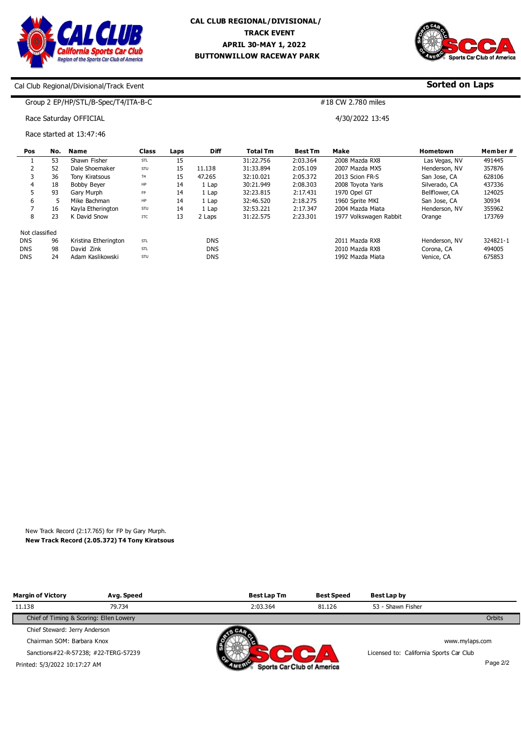**CAL CLUB REGIONAL/DIVISIONAL/ TRACK EVENT**
**APRIL 30-MAY 1, 2022**
**BUTTONWILLOW RACEWAY PARK**

Cal Club Regional/Divisional/Track Event

**Sorted on Laps**

Group 2 EP/HP/STL/B-Spec/T4/ITA-B-C

#18 CW 2.780 miles

Race Saturday OFFICIAL

4/30/2022 13:45

Race started at 13:47:46

| Pos | No. | Name | Class | Laps | Diff | Total Tm | Best Tm | Make | Hometown | Member # |
|---|---|---|---|---|---|---|---|---|---|---|
| 1 | 53 | Shawn Fisher | STL | 15 | | 31:22.756 | 2:03.364 | 2008 Mazda RX8 | Las Vegas, NV | 491445 |
| 2 | 52 | Dale Shoemaker | STU | 15 | 11.138 | 31:33.894 | 2:05.109 | 2007 Mazda MX5 | Henderson, NV | 357876 |
| 3 | 36 | Tony Kiratsous | T4 | 15 | 47.265 | 32:10.021 | 2:05.372 | 2013 Scion FR-S | San Jose, CA | 628106 |
| 4 | 18 | Bobby Beyer | HP | 14 | 1 Lap | 30:21.949 | 2:08.303 | 2008 Toyota Yaris | Silverado, CA | 437336 |
| 5 | 93 | Gary Murph | FP | 14 | 1 Lap | 32:23.815 | 2:17.431 | 1970 Opel GT | Bellflower, CA | 124025 |
| 6 | 5 | Mike Bachman | HP | 14 | 1 Lap | 32:46.520 | 2:18.275 | 1960 Sprite MKI | San Jose, CA | 30934 |
| 7 | 16 | Kayla Etherington | STU | 14 | 1 Lap | 32:53.221 | 2:17.347 | 2004 Mazda Miata | Henderson, NV | 355962 |
| 8 | 23 | K David Snow | ITC | 13 | 2 Laps | 31:22.575 | 2:23.301 | 1977 Volkswagen Rabbit | Orange | 173769 |
| Not classified | | | | | | | | | | |
| DNS | 96 | Kristina Etherington | STL | | DNS | | | 2011 Mazda RX8 | Henderson, NV | 324821-1 |
| DNS | 98 | David Zink | STL | | DNS | | | 2010 Mazda RX8 | Corona, CA | 494005 |
| DNS | 24 | Adam Kaslikowski | STU | | DNS | | | 1992 Mazda Miata | Venice, CA | 675853 |

New Track Record (2:17.765) for FP by Gary Murph.

**New Track Record (2.05.372) T4 Tony Kiratsous**

| Margin of Victory | Avg. Speed | Best Lap Tm | Best Speed | Best Lap by |
|---|---|---|---|---|
| 11.138 | 79.734 | 2:03.364 | 81.126 | 53 - Shawn Fisher |

Chief of Timing & Scoring: Ellen Lowery

Orbits

Chief Steward: Jerry Anderson

Chairman SOM: Barbara Knox

Sanctions#22-R-57238; #22-TERG-57239

Printed: 5/3/2022 10:17:27 AM

www.mylaps.com

Licensed to: California Sports Car Club